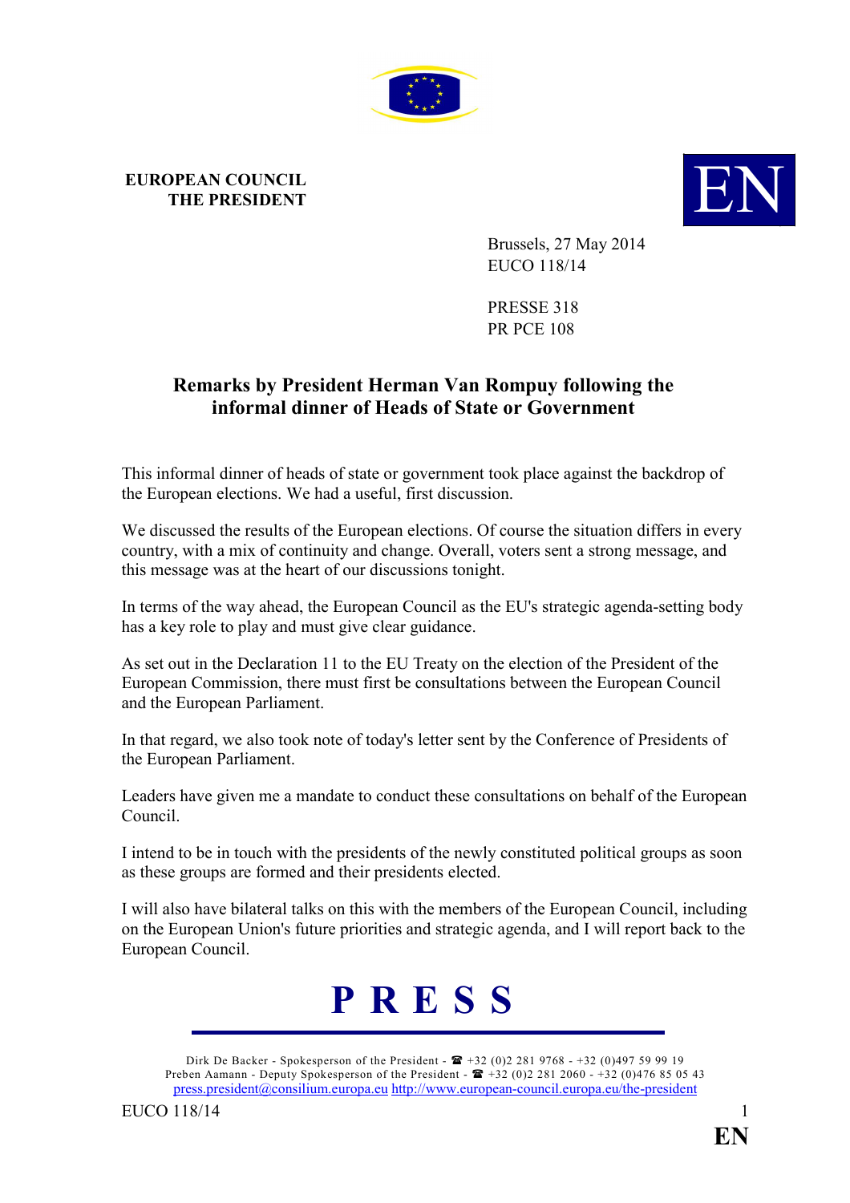**EUROPEAN COUNCIL**
**THE PRESIDENT**

Brussels, 27 May 2014
EUCO 118/14

PRESSE 318
PR PCE 108

## Remarks by President Herman Van Rompuy following the informal dinner of Heads of State or Government

This informal dinner of heads of state or government took place against the backdrop of the European elections. We had a useful, first discussion.

We discussed the results of the European elections. Of course the situation differs in every country, with a mix of continuity and change. Overall, voters sent a strong message, and this message was at the heart of our discussions tonight.

In terms of the way ahead, the European Council as the EU's strategic agenda-setting body has a key role to play and must give clear guidance.

As set out in the Declaration 11 to the EU Treaty on the election of the President of the European Commission, there must first be consultations between the European Council and the European Parliament.

In that regard, we also took note of today's letter sent by the Conference of Presidents of the European Parliament.

Leaders have given me a mandate to conduct these consultations on behalf of the European Council.

I intend to be in touch with the presidents of the newly constituted political groups as soon as these groups are formed and their presidents elected.

I will also have bilateral talks on this with the members of the European Council, including on the European Union's future priorities and strategic agenda, and I will report back to the European Council.

**P R E S S**

Dirk De Backer - Spokesperson of the President - ☎ +32 (0)2 281 9768 - +32 (0)497 59 99 19
Preben Aamann - Deputy Spokesperson of the President - ☎ +32 (0)2 281 2060 - +32 (0)476 85 05 43
press.president@consilium.europa.eu http://www.european-council.europa.eu/the-president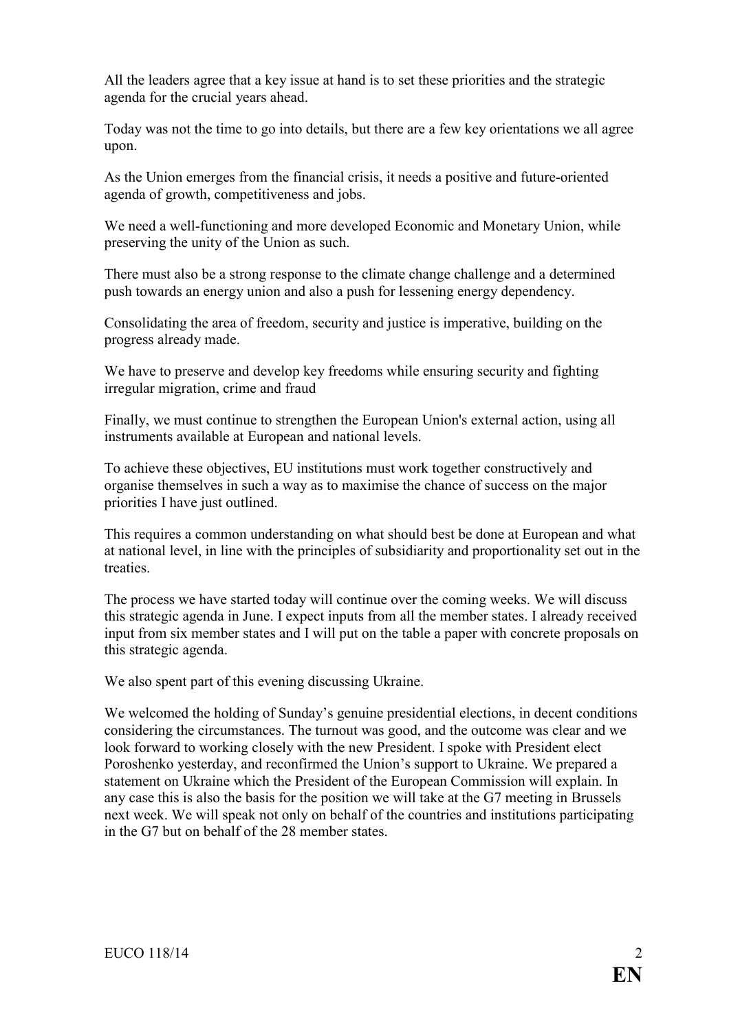All the leaders agree that a key issue at hand is to set these priorities and the strategic agenda for the crucial years ahead.

Today was not the time to go into details, but there are a few key orientations we all agree upon.

As the Union emerges from the financial crisis, it needs a positive and future-oriented agenda of growth, competitiveness and jobs.

We need a well-functioning and more developed Economic and Monetary Union, while preserving the unity of the Union as such.

There must also be a strong response to the climate change challenge and a determined push towards an energy union and also a push for lessening energy dependency.

Consolidating the area of freedom, security and justice is imperative, building on the progress already made.

We have to preserve and develop key freedoms while ensuring security and fighting irregular migration, crime and fraud

Finally, we must continue to strengthen the European Union's external action, using all instruments available at European and national levels.

To achieve these objectives, EU institutions must work together constructively and organise themselves in such a way as to maximise the chance of success on the major priorities I have just outlined.

This requires a common understanding on what should best be done at European and what at national level, in line with the principles of subsidiarity and proportionality set out in the treaties.

The process we have started today will continue over the coming weeks. We will discuss this strategic agenda in June. I expect inputs from all the member states. I already received input from six member states and I will put on the table a paper with concrete proposals on this strategic agenda.

We also spent part of this evening discussing Ukraine.

We welcomed the holding of Sunday's genuine presidential elections, in decent conditions considering the circumstances. The turnout was good, and the outcome was clear and we look forward to working closely with the new President. I spoke with President elect Poroshenko yesterday, and reconfirmed the Union's support to Ukraine. We prepared a statement on Ukraine which the President of the European Commission will explain. In any case this is also the basis for the position we will take at the G7 meeting in Brussels next week. We will speak not only on behalf of the countries and institutions participating in the G7 but on behalf of the 28 member states.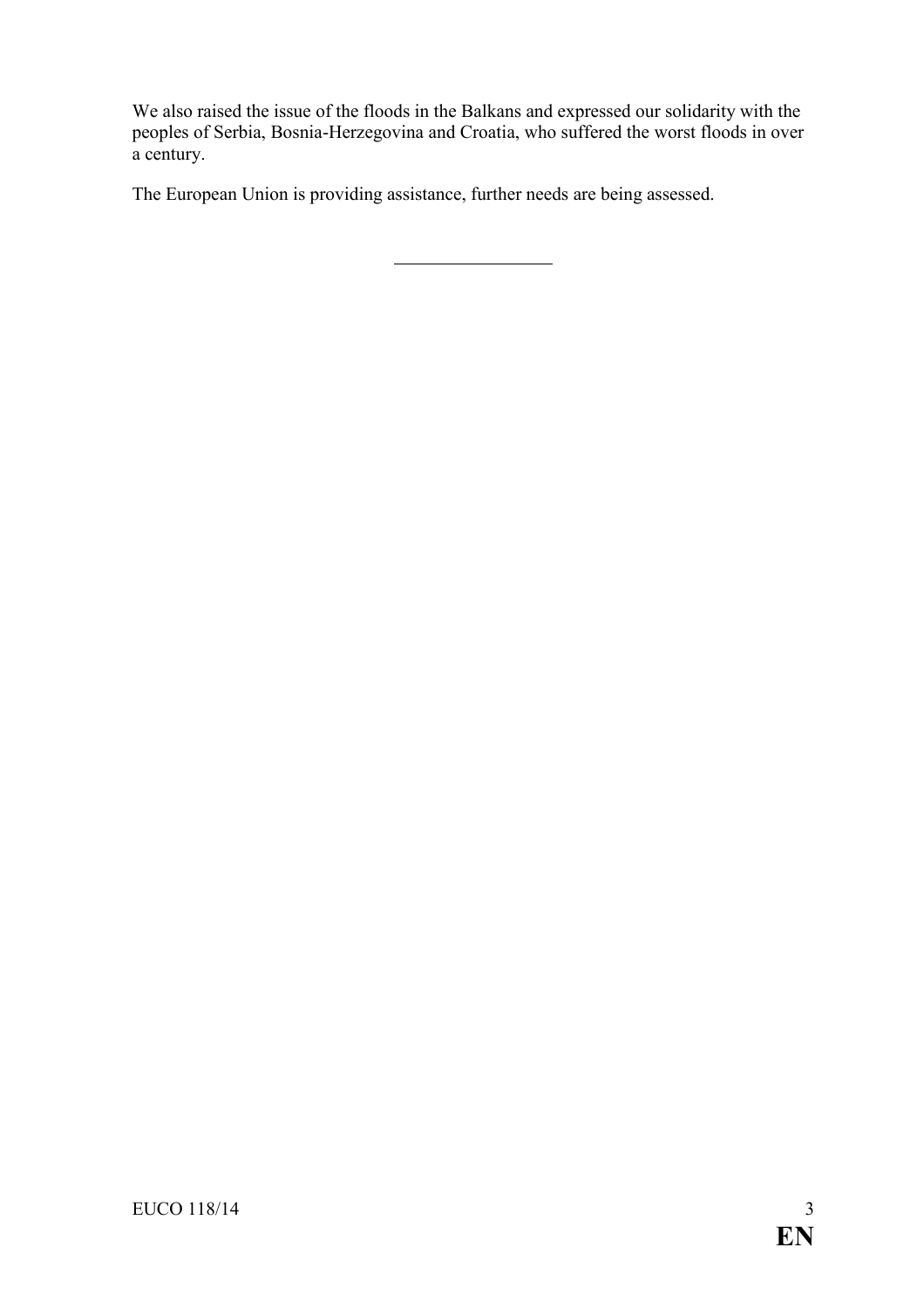We also raised the issue of the floods in the Balkans and expressed our solidarity with the peoples of Serbia, Bosnia-Herzegovina and Croatia, who suffered the worst floods in over a century.

The European Union is providing assistance, further needs are being assessed.

---